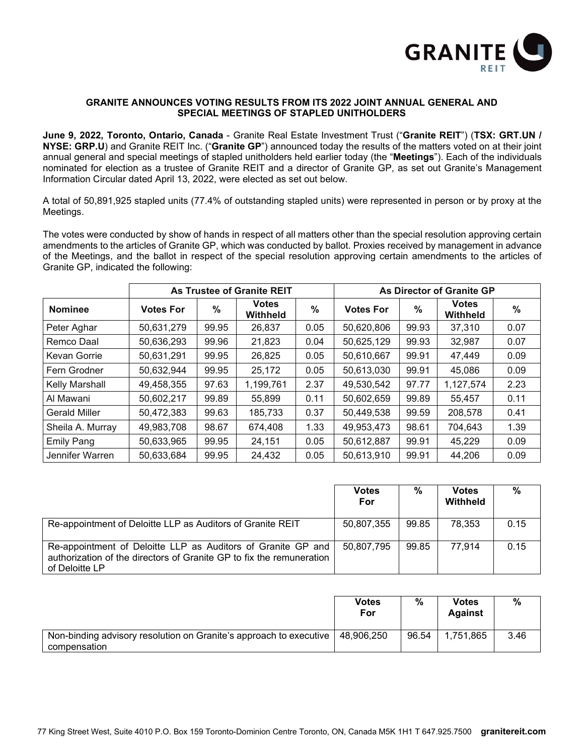## GRANITE ANNOUNCES VOTING RESULTS FROM ITS 2022 JOINT ANNUAL GENERAL AND SPECIAL MEETINGS OF STAPLED UNITHOLDERS

**June 9, 2022, Toronto, Ontario, Canada** - Granite Real Estate Investment Trust ("**Granite REIT**") (**TSX: GRT.UN / NYSE: GRP.U**) and Granite REIT Inc. ("**Granite GP**") announced today the results of the matters voted on at their joint annual general and special meetings of stapled unitholders held earlier today (the "**Meetings**"). Each of the individuals nominated for election as a trustee of Granite REIT and a director of Granite GP, as set out Granite's Management Information Circular dated April 13, 2022, were elected as set out below.

A total of 50,891,925 stapled units (77.4% of outstanding stapled units) were represented in person or by proxy at the Meetings.

The votes were conducted by show of hands in respect of all matters other than the special resolution approving certain amendments to the articles of Granite GP, which was conducted by ballot. Proxies received by management in advance of the Meetings, and the ballot in respect of the special resolution approving certain amendments to the articles of Granite GP, indicated the following:

| | As Trustee of Granite REIT | | | | As Director of Granite GP | | | |
|---|---|---|---|---|---|---|---|---|
| **Nominee** | **Votes For** | **%** | **Votes Withheld** | **%** | **Votes For** | **%** | **Votes Withheld** | **%** |
| Peter Aghar | 50,631,279 | 99.95 | 26,837 | 0.05 | 50,620,806 | 99.93 | 37,310 | 0.07 |
| Remco Daal | 50,636,293 | 99.96 | 21,823 | 0.04 | 50,625,129 | 99.93 | 32,987 | 0.07 |
| Kevan Gorrie | 50,631,291 | 99.95 | 26,825 | 0.05 | 50,610,667 | 99.91 | 47,449 | 0.09 |
| Fern Grodner | 50,632,944 | 99.95 | 25,172 | 0.05 | 50,613,030 | 99.91 | 45,086 | 0.09 |
| Kelly Marshall | 49,458,355 | 97.63 | 1,199,761 | 2.37 | 49,530,542 | 97.77 | 1,127,574 | 2.23 |
| Al Mawani | 50,602,217 | 99.89 | 55,899 | 0.11 | 50,602,659 | 99.89 | 55,457 | 0.11 |
| Gerald Miller | 50,472,383 | 99.63 | 185,733 | 0.37 | 50,449,538 | 99.59 | 208,578 | 0.41 |
| Sheila A. Murray | 49,983,708 | 98.67 | 674,408 | 1.33 | 49,953,473 | 98.61 | 704,643 | 1.39 |
| Emily Pang | 50,633,965 | 99.95 | 24,151 | 0.05 | 50,612,887 | 99.91 | 45,229 | 0.09 |
| Jennifer Warren | 50,633,684 | 99.95 | 24,432 | 0.05 | 50,613,910 | 99.91 | 44,206 | 0.09 |

| | **Votes For** | **%** | **Votes Withheld** | **%** |
|---|---|---|---|---|
| Re-appointment of Deloitte LLP as Auditors of Granite REIT | 50,807,355 | 99.85 | 78,353 | 0.15 |
| Re-appointment of Deloitte LLP as Auditors of Granite GP and authorization of the directors of Granite GP to fix the remuneration of Deloitte LP | 50,807,795 | 99.85 | 77,914 | 0.15 |

| | **Votes For** | **%** | **Votes Against** | **%** |
|---|---|---|---|---|
| Non-binding advisory resolution on Granite's approach to executive compensation | 48,906,250 | 96.54 | 1,751,865 | 3.46 |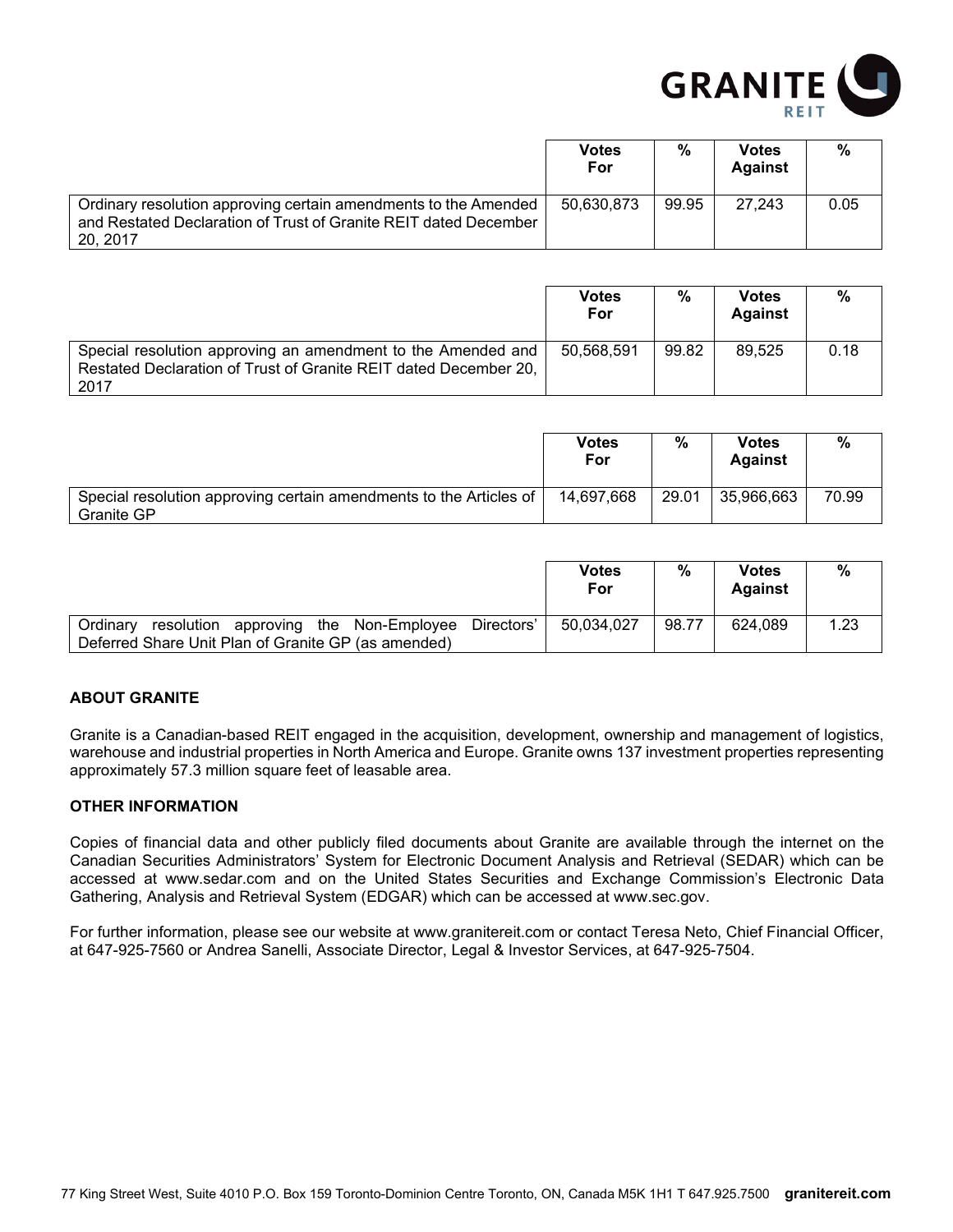| | Votes For | % | Votes Against | % |
|---|---|---|---|---|
| Ordinary resolution approving certain amendments to the Amended and Restated Declaration of Trust of Granite REIT dated December 20, 2017 | 50,630,873 | 99.95 | 27,243 | 0.05 |

| | Votes For | % | Votes Against | % |
|---|---|---|---|---|
| Special resolution approving an amendment to the Amended and Restated Declaration of Trust of Granite REIT dated December 20, 2017 | 50,568,591 | 99.82 | 89,525 | 0.18 |

| | Votes For | % | Votes Against | % |
|---|---|---|---|---|
| Special resolution approving certain amendments to the Articles of Granite GP | 14,697,668 | 29.01 | 35,966,663 | 70.99 |

| | Votes For | % | Votes Against | % |
|---|---|---|---|---|
| Ordinary resolution approving the Non-Employee Directors' Deferred Share Unit Plan of Granite GP (as amended) | 50,034,027 | 98.77 | 624,089 | 1.23 |

**ABOUT GRANITE**

Granite is a Canadian-based REIT engaged in the acquisition, development, ownership and management of logistics, warehouse and industrial properties in North America and Europe. Granite owns 137 investment properties representing approximately 57.3 million square feet of leasable area.

**OTHER INFORMATION**

Copies of financial data and other publicly filed documents about Granite are available through the internet on the Canadian Securities Administrators' System for Electronic Document Analysis and Retrieval (SEDAR) which can be accessed at www.sedar.com and on the United States Securities and Exchange Commission's Electronic Data Gathering, Analysis and Retrieval System (EDGAR) which can be accessed at www.sec.gov.

For further information, please see our website at www.granitereit.com or contact Teresa Neto, Chief Financial Officer, at 647-925-7560 or Andrea Sanelli, Associate Director, Legal & Investor Services, at 647-925-7504.